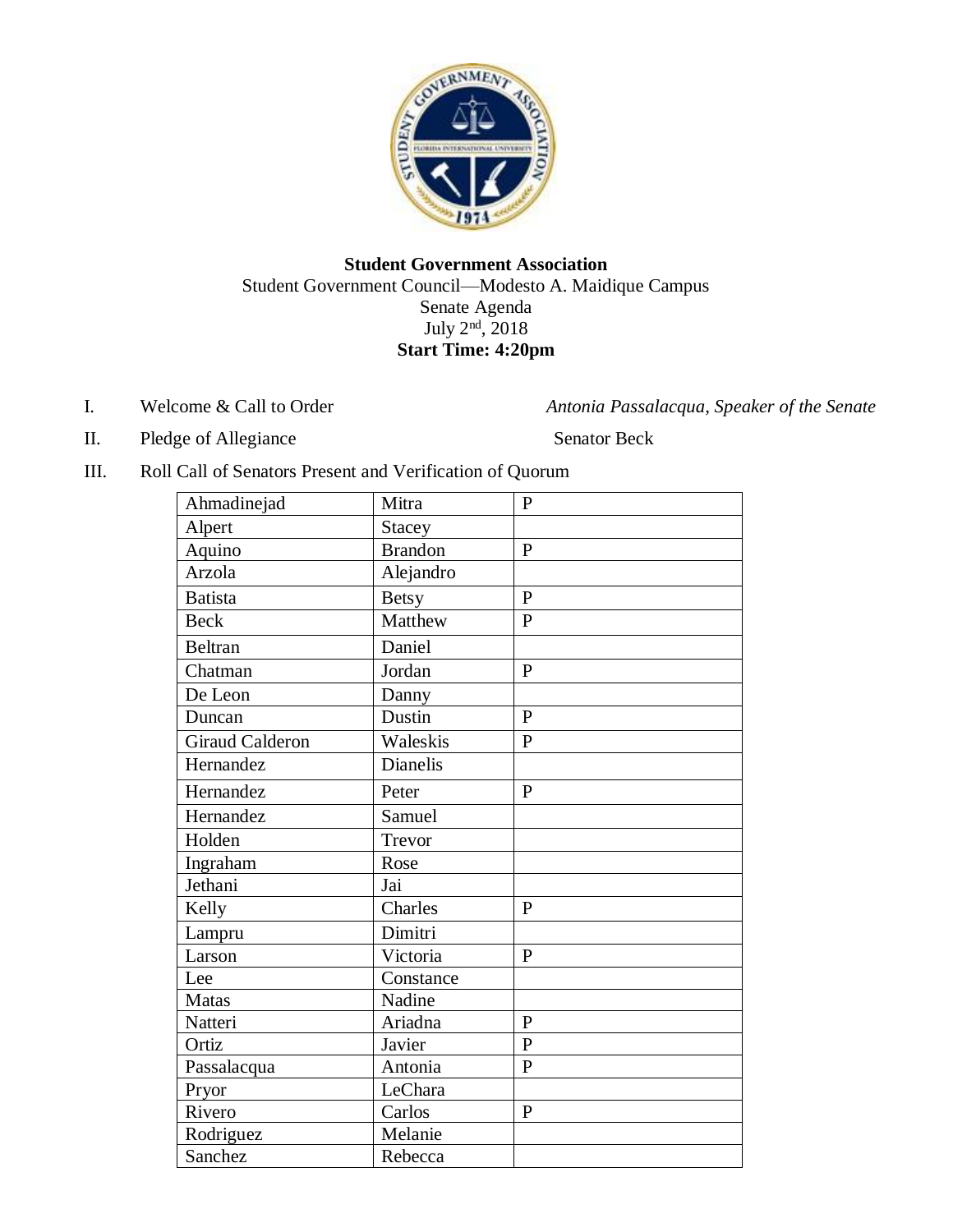**Student Government Association**

Student Government Council—Modesto A. Maidique Campus

Senate Agenda

July 2nd, 2018

**Start Time: 4:20pm**

I. Welcome & Call to Order — *Antonia Passalacqua, Speaker of the Senate*

II. Pledge of Allegiance — Senator Beck

III. Roll Call of Senators Present and Verification of Quorum

| | | |
|---|---|---|
| Ahmadinejad | Mitra | P |
| Alpert | Stacey | |
| Aquino | Brandon | P |
| Arzola | Alejandro | |
| Batista | Betsy | P |
| Beck | Matthew | P |
| Beltran | Daniel | |
| Chatman | Jordan | P |
| De Leon | Danny | |
| Duncan | Dustin | P |
| Giraud Calderon | Waleskis | P |
| Hernandez | Dianelis | |
| Hernandez | Peter | P |
| Hernandez | Samuel | |
| Holden | Trevor | |
| Ingraham | Rose | |
| Jethani | Jai | |
| Kelly | Charles | P |
| Lampru | Dimitri | |
| Larson | Victoria | P |
| Lee | Constance | |
| Matas | Nadine | |
| Natteri | Ariadna | P |
| Ortiz | Javier | P |
| Passalacqua | Antonia | P |
| Pryor | LeChara | |
| Rivero | Carlos | P |
| Rodriguez | Melanie | |
| Sanchez | Rebecca | |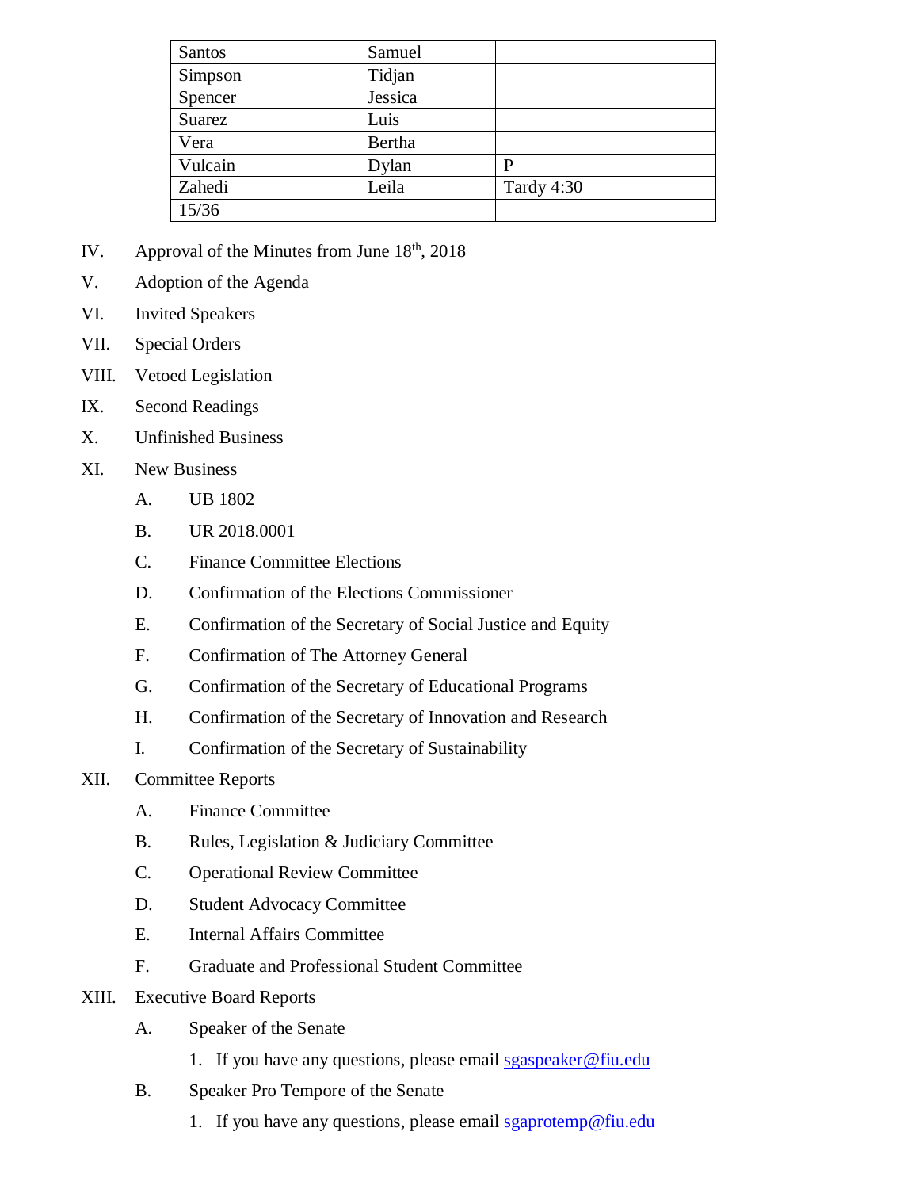| Santos | Samuel | |
|---|---|---|
| Simpson | Tidjan | |
| Spencer | Jessica | |
| Suarez | Luis | |
| Vera | Bertha | |
| Vulcain | Dylan | P |
| Zahedi | Leila | Tardy 4:30 |
| 15/36 | | |

IV. Approval of the Minutes from June 18th, 2018

V. Adoption of the Agenda

VI. Invited Speakers

VII. Special Orders

VIII. Vetoed Legislation

IX. Second Readings

X. Unfinished Business

XI. New Business

A. UB 1802

B. UR 2018.0001

C. Finance Committee Elections

D. Confirmation of the Elections Commissioner

E. Confirmation of the Secretary of Social Justice and Equity

F. Confirmation of The Attorney General

G. Confirmation of the Secretary of Educational Programs

H. Confirmation of the Secretary of Innovation and Research

I. Confirmation of the Secretary of Sustainability

XII. Committee Reports

A. Finance Committee

B. Rules, Legislation & Judiciary Committee

C. Operational Review Committee

D. Student Advocacy Committee

E. Internal Affairs Committee

F. Graduate and Professional Student Committee

XIII. Executive Board Reports

A. Speaker of the Senate

1. If you have any questions, please email sgaspeaker@fiu.edu

B. Speaker Pro Tempore of the Senate

1. If you have any questions, please email sgaprotemp@fiu.edu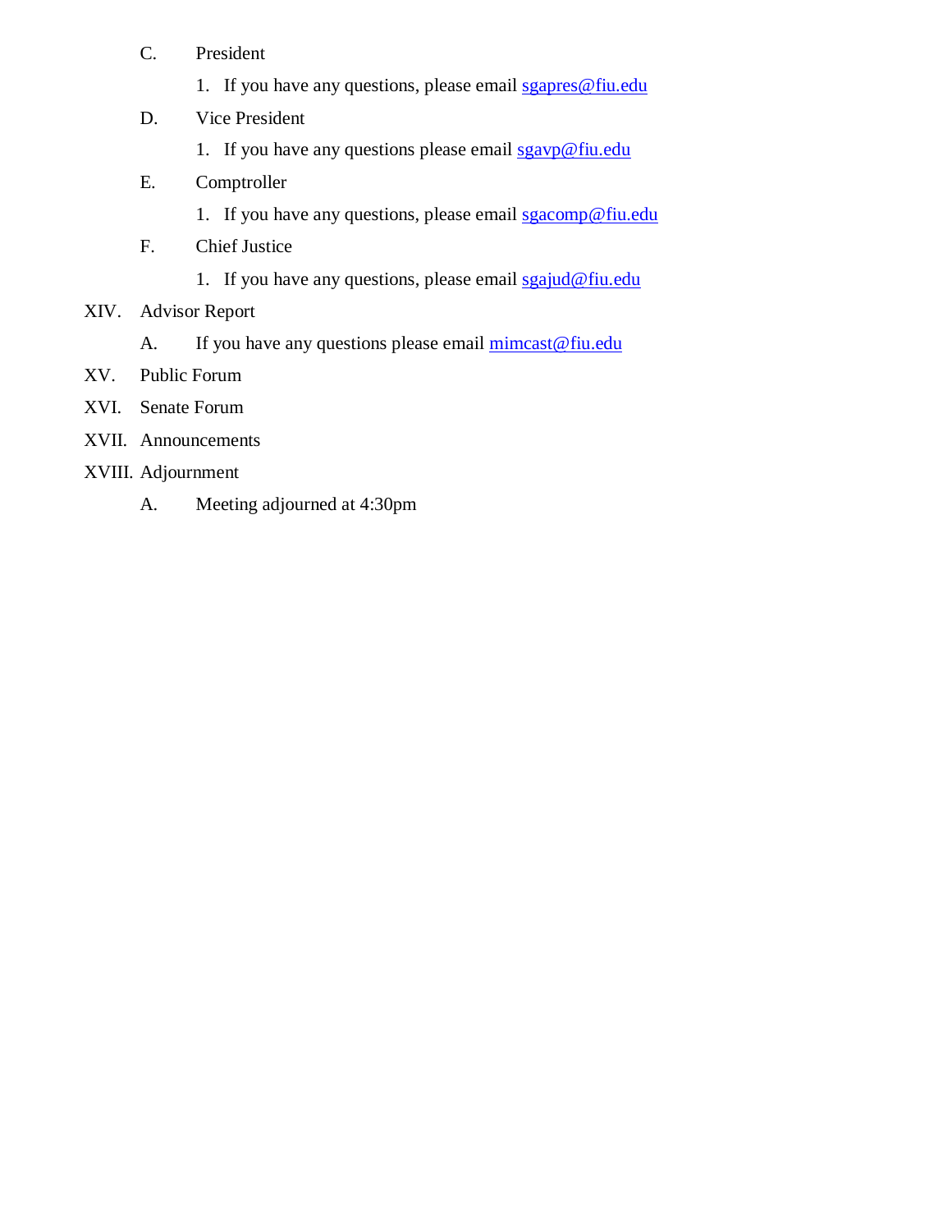C. President

1. If you have any questions, please email sgapres@fiu.edu

D. Vice President

1. If you have any questions please email sgavp@fiu.edu

E. Comptroller

1. If you have any questions, please email sgacomp@fiu.edu

F. Chief Justice

1. If you have any questions, please email sgajud@fiu.edu

XIV. Advisor Report

A. If you have any questions please email mimcast@fiu.edu

XV. Public Forum

XVI. Senate Forum

XVII. Announcements

XVIII. Adjournment

A. Meeting adjourned at 4:30pm